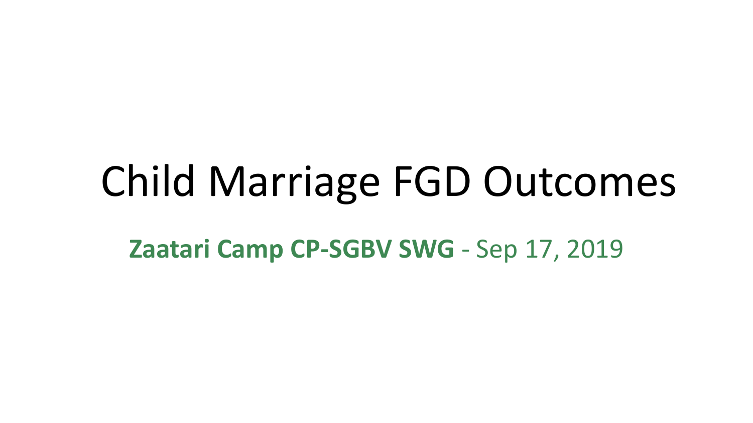# Child Marriage FGD Outcomes

**Zaatari Camp CP-SGBV SWG** - Sep 17, 2019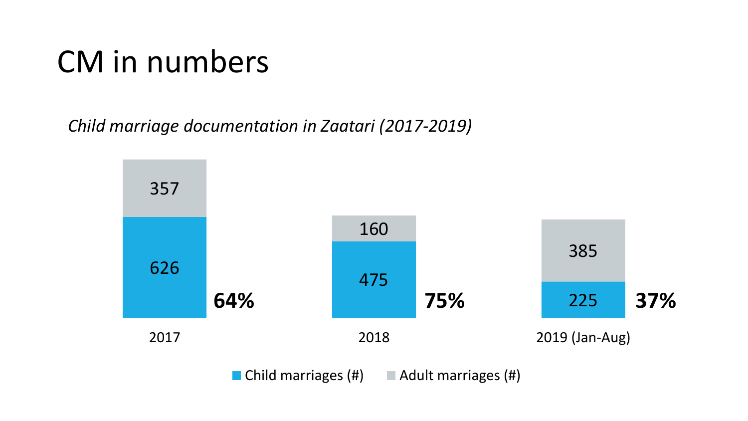# CM in numbers

*Child marriage documentation in Zaatari (2017-2019)*

357

626

**64%**

2017

160

475

**75%**

2018

385

225

**37%**

2019 (Jan-Aug)

Child marriages (#)

Adult marriages (#)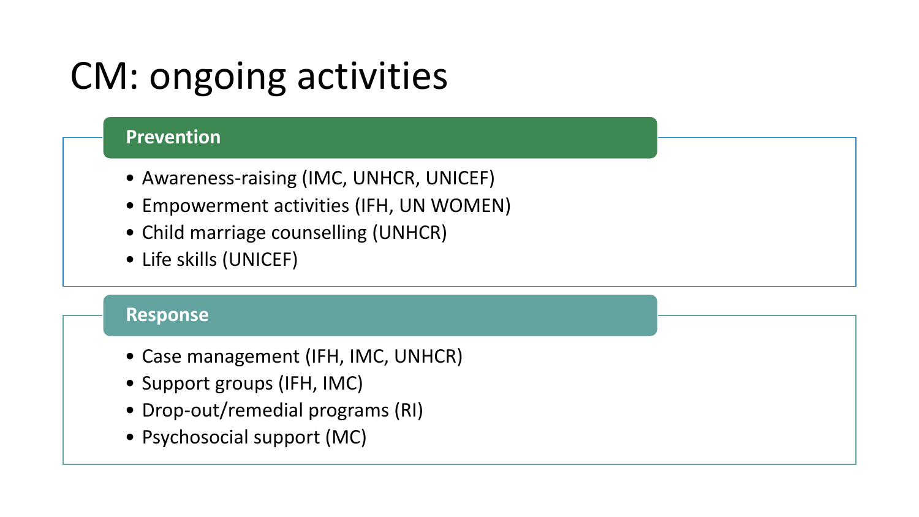# CM: ongoing activities

## Prevention

- Awareness-raising (IMC, UNHCR, UNICEF)
- Empowerment activities (IFH, UN WOMEN)
- Child marriage counselling (UNHCR)
- Life skills (UNICEF)

## Response

- Case management (IFH, IMC, UNHCR)
- Support groups (IFH, IMC)
- Drop-out/remedial programs (RI)
- Psychosocial support (MC)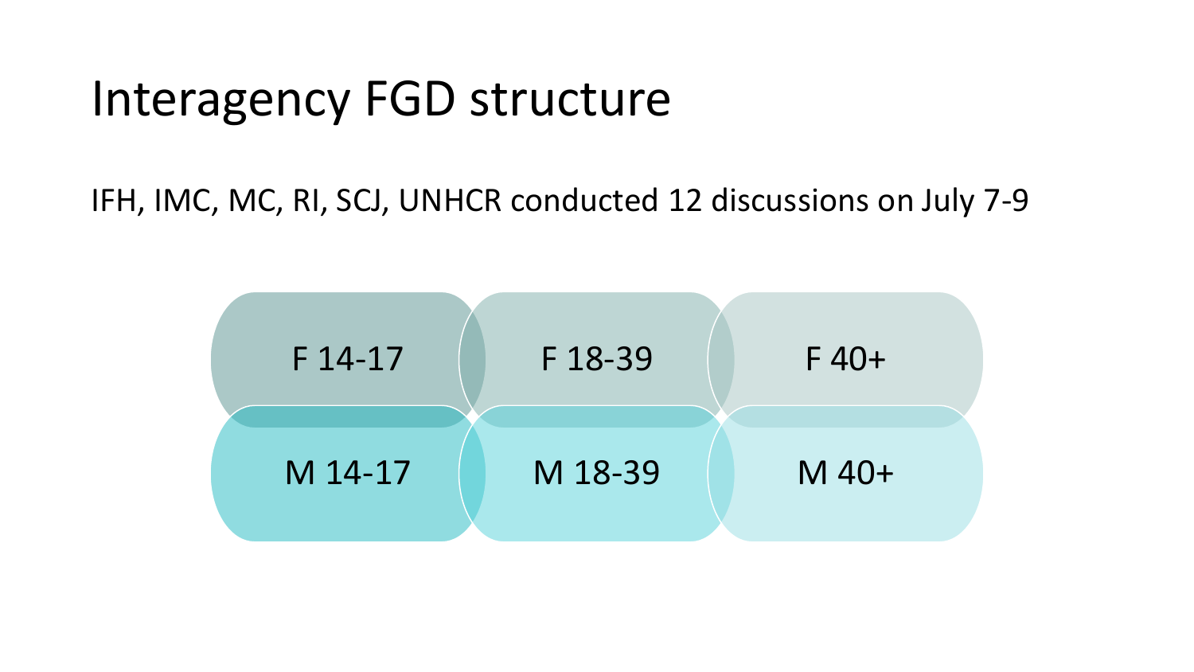# Interagency FGD structure

IFH, IMC, MC, RI, SCJ, UNHCR conducted 12 discussions on July 7-9

F 14-17

F 18-39

F 40+

M 14-17

M 18-39

M 40+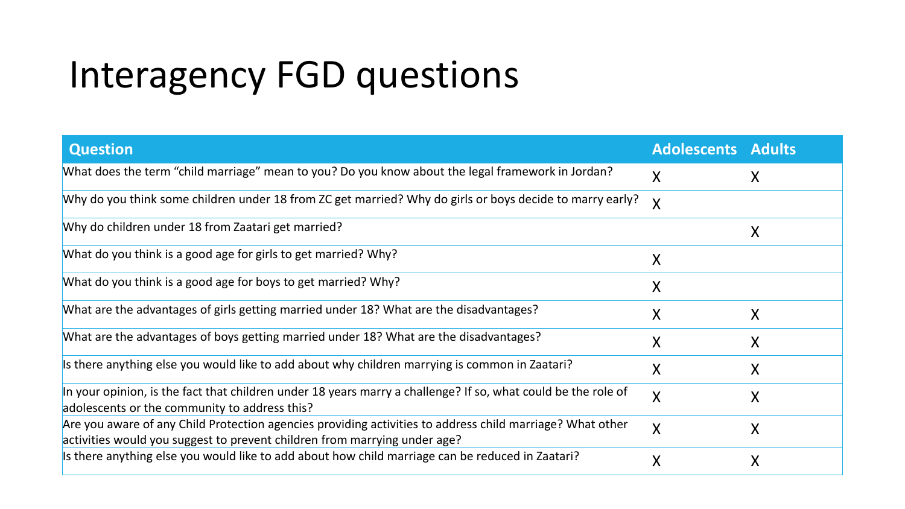# Interagency FGD questions

| Question | Adolescents | Adults |
|---|---|---|
| What does the term "child marriage" mean to you? Do you know about the legal framework in Jordan? | X | X |
| Why do you think some children under 18 from ZC get married? Why do girls or boys decide to marry early? | X | |
| Why do children under 18 from Zaatari get married? | | X |
| What do you think is a good age for girls to get married? Why? | X | |
| What do you think is a good age for boys to get married? Why? | X | |
| What are the advantages of girls getting married under 18? What are the disadvantages? | X | X |
| What are the advantages of boys getting married under 18? What are the disadvantages? | X | X |
| Is there anything else you would like to add about why children marrying is common in Zaatari? | X | X |
| In your opinion, is the fact that children under 18 years marry a challenge? If so, what could be the role of adolescents or the community to address this? | X | X |
| Are you aware of any Child Protection agencies providing activities to address child marriage? What other activities would you suggest to prevent children from marrying under age? | X | X |
| Is there anything else you would like to add about how child marriage can be reduced in Zaatari? | X | X |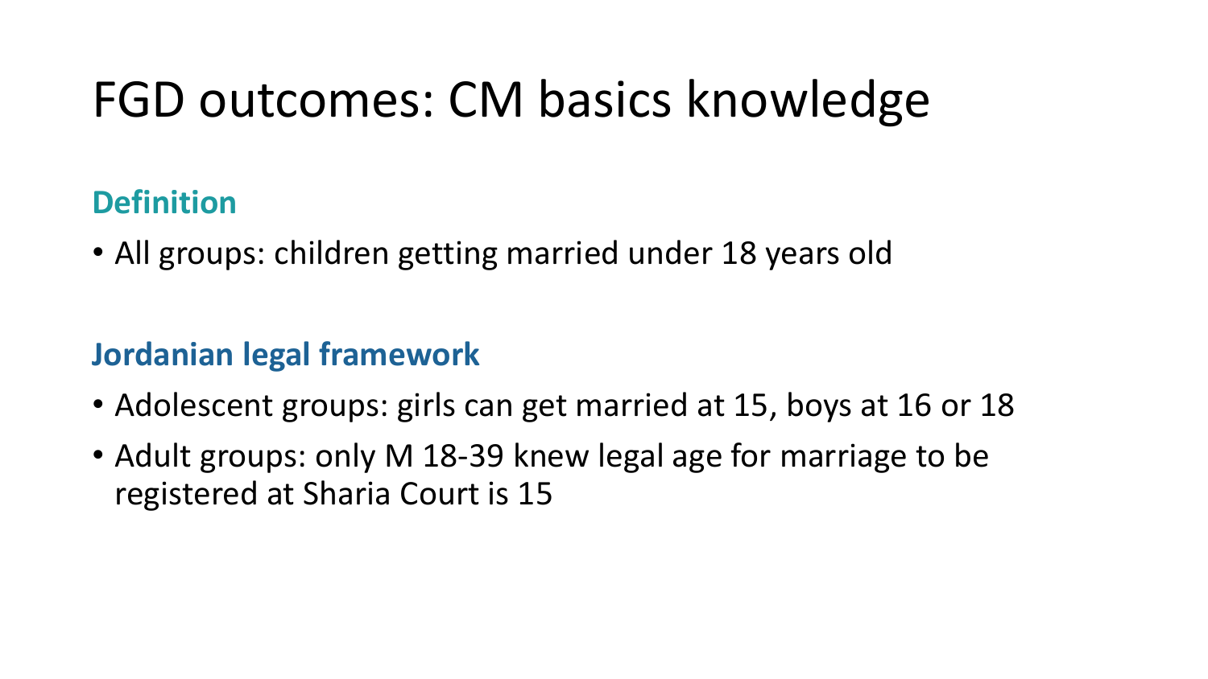# FGD outcomes: CM basics knowledge

## Definition

- All groups: children getting married under 18 years old

## Jordanian legal framework

- Adolescent groups: girls can get married at 15, boys at 16 or 18
- Adult groups: only M 18-39 knew legal age for marriage to be registered at Sharia Court is 15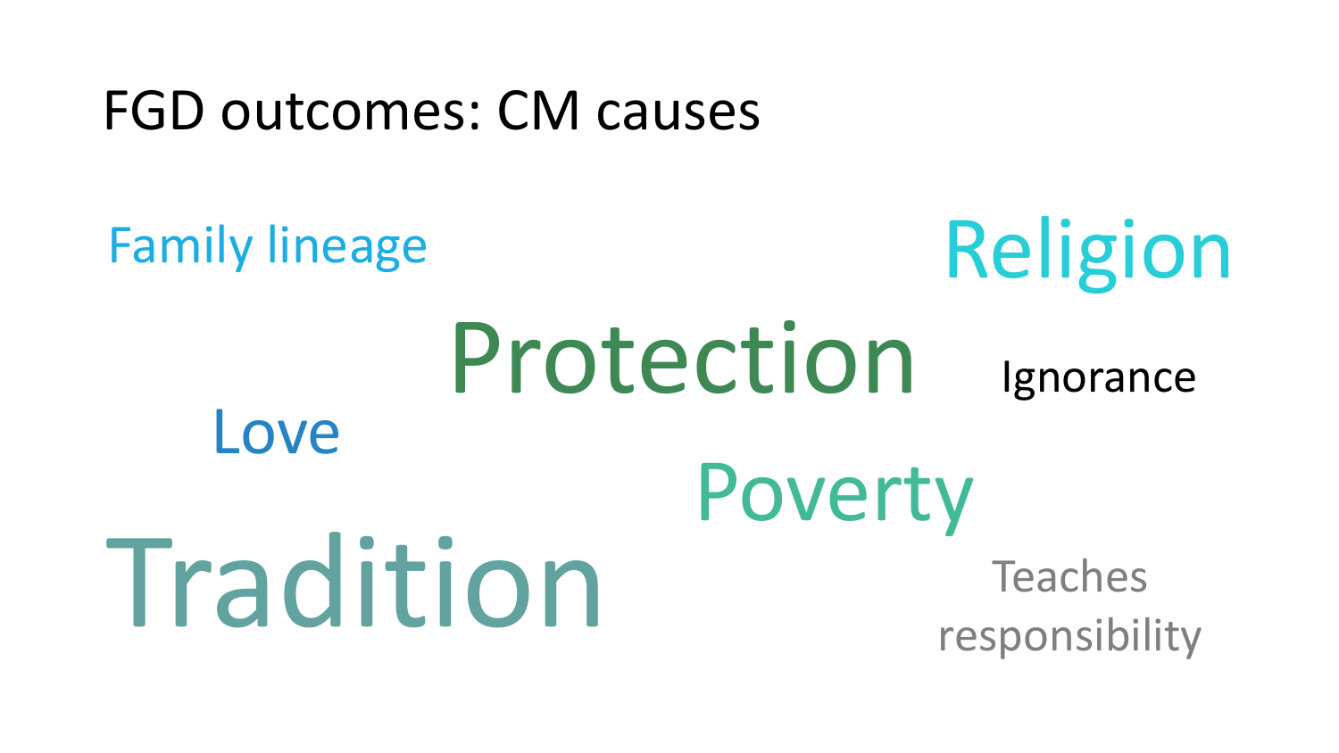# FGD outcomes: CM causes

Family lineage

Religion

Protection

Ignorance

Love

Poverty

Tradition

Teaches responsibility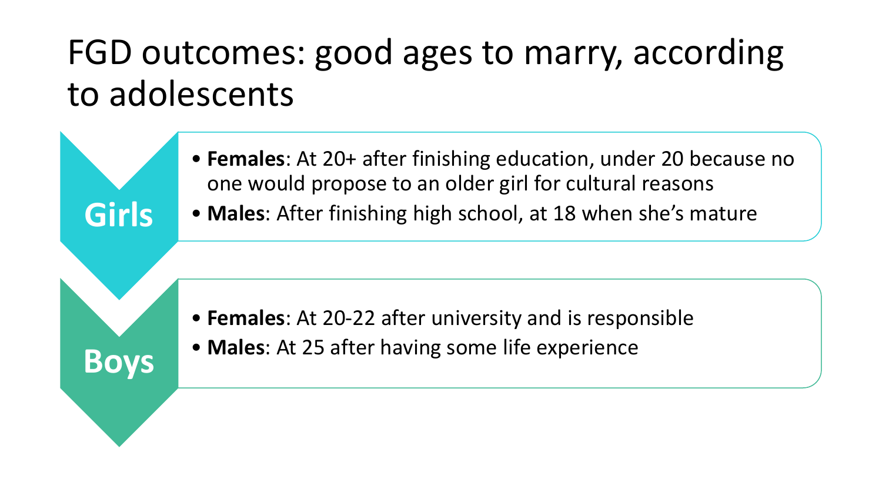# FGD outcomes: good ages to marry, according to adolescents

## Girls

- **Females**: At 20+ after finishing education, under 20 because no one would propose to an older girl for cultural reasons
- **Males**: After finishing high school, at 18 when she's mature

## Boys

- **Females**: At 20-22 after university and is responsible
- **Males**: At 25 after having some life experience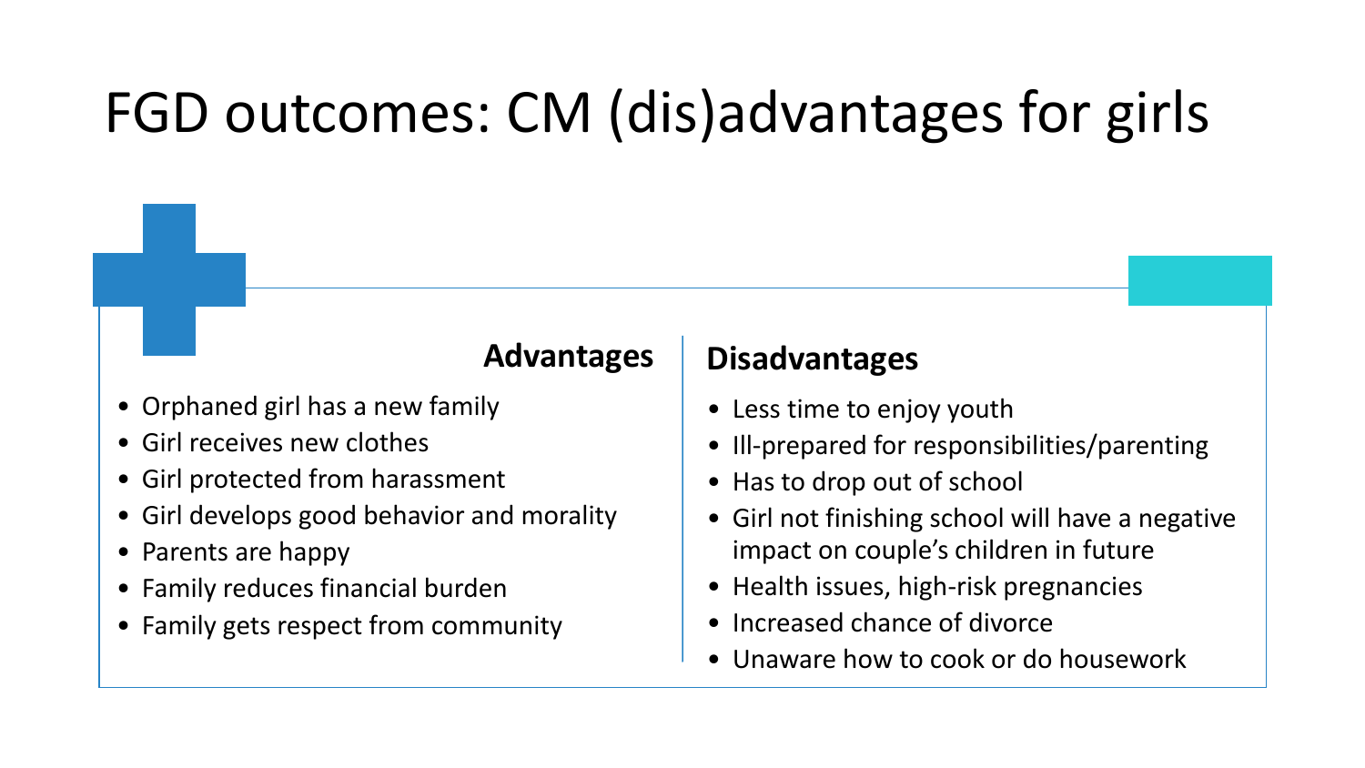# FGD outcomes: CM (dis)advantages for girls

### Advantages

- Orphaned girl has a new family
- Girl receives new clothes
- Girl protected from harassment
- Girl develops good behavior and morality
- Parents are happy
- Family reduces financial burden
- Family gets respect from community

### Disadvantages

- Less time to enjoy youth
- Ill-prepared for responsibilities/parenting
- Has to drop out of school
- Girl not finishing school will have a negative impact on couple's children in future
- Health issues, high-risk pregnancies
- Increased chance of divorce
- Unaware how to cook or do housework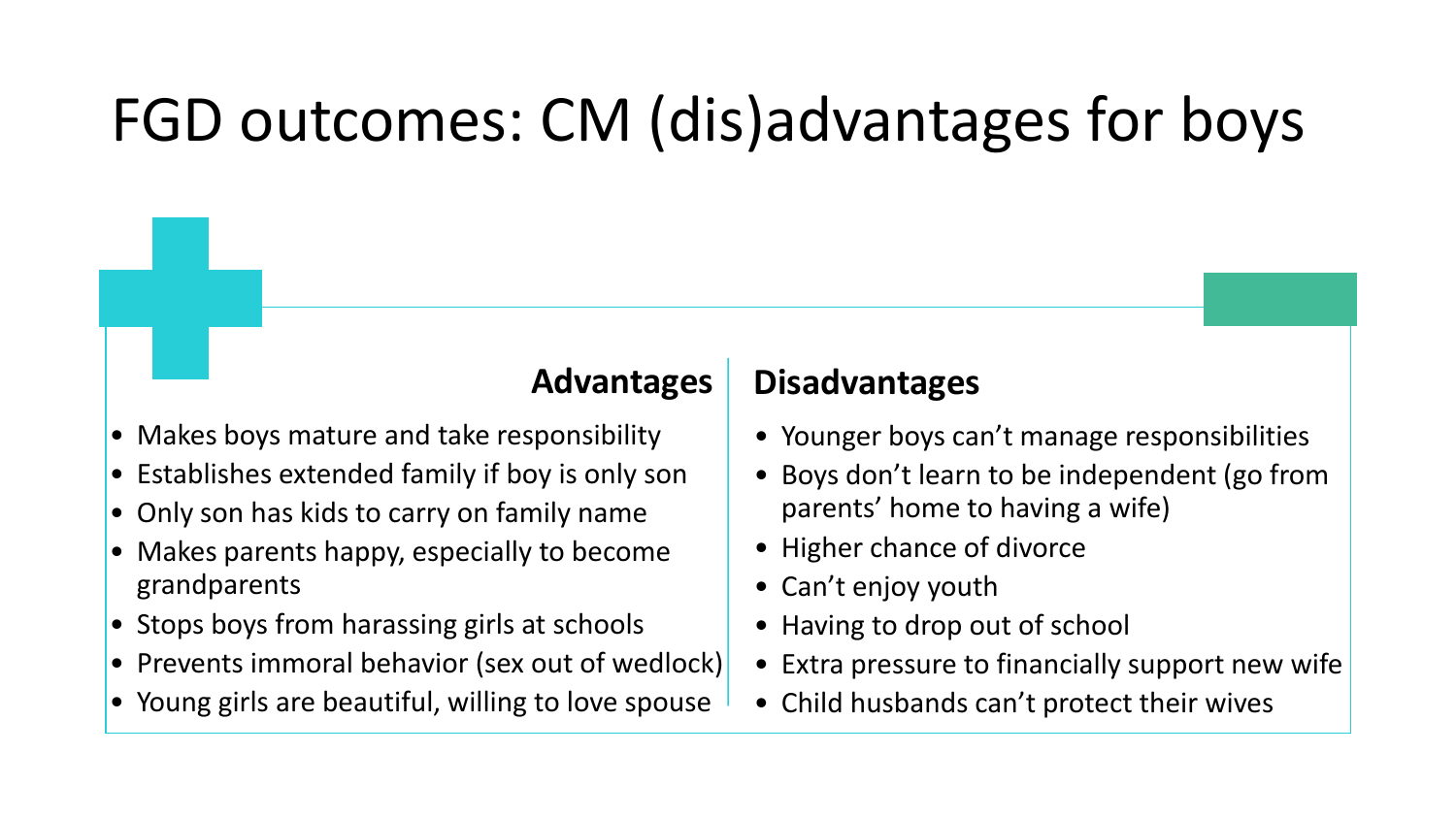# FGD outcomes: CM (dis)advantages for boys

**Advantages**

- Makes boys mature and take responsibility
- Establishes extended family if boy is only son
- Only son has kids to carry on family name
- Makes parents happy, especially to become grandparents
- Stops boys from harassing girls at schools
- Prevents immoral behavior (sex out of wedlock)
- Young girls are beautiful, willing to love spouse

**Disadvantages**

- Younger boys can't manage responsibilities
- Boys don't learn to be independent (go from parents' home to having a wife)
- Higher chance of divorce
- Can't enjoy youth
- Having to drop out of school
- Extra pressure to financially support new wife
- Child husbands can't protect their wives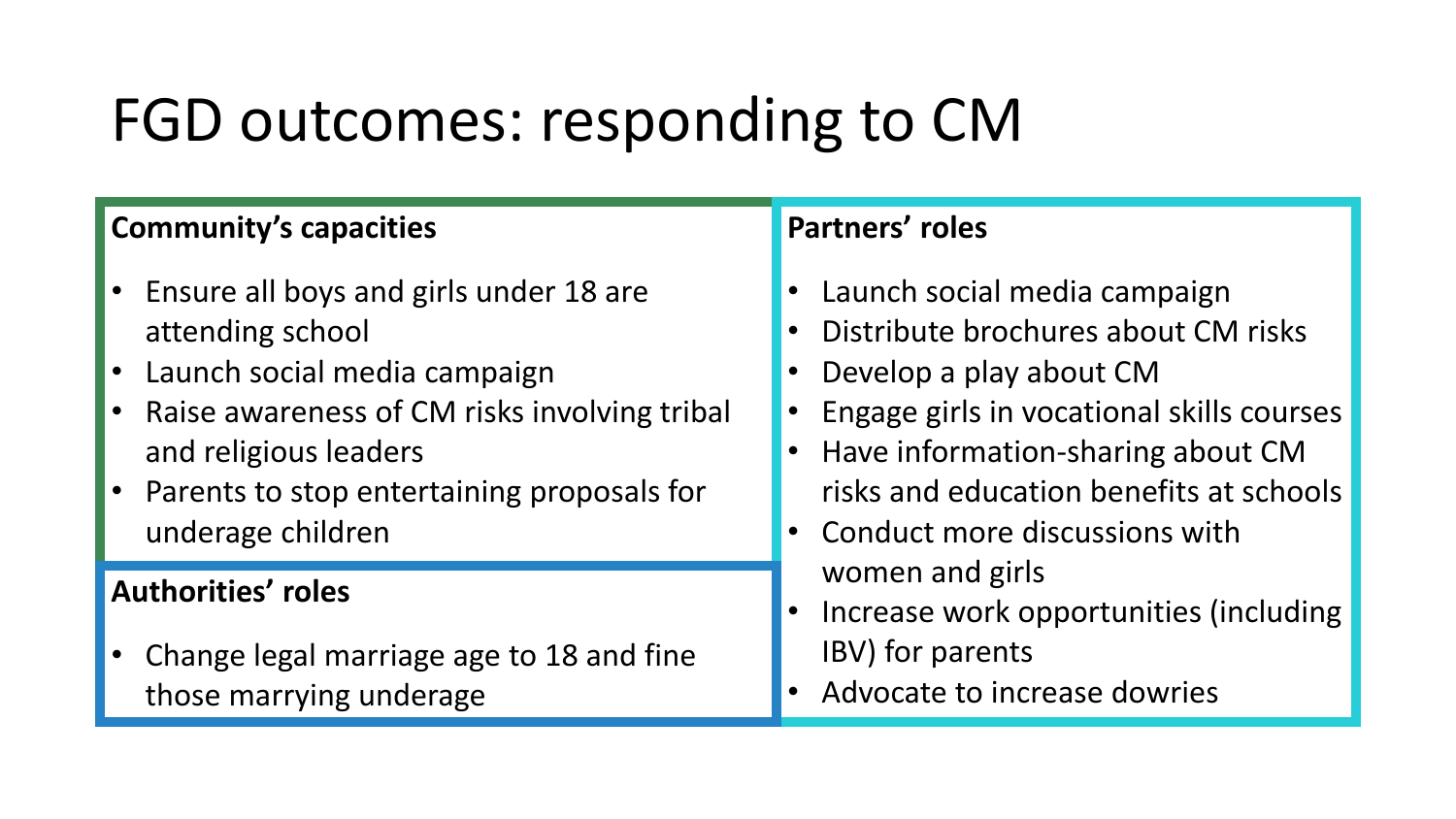# FGD outcomes: responding to CM

**Community's capacities**

- Ensure all boys and girls under 18 are attending school
- Launch social media campaign
- Raise awareness of CM risks involving tribal and religious leaders
- Parents to stop entertaining proposals for underage children

**Authorities' roles**

- Change legal marriage age to 18 and fine those marrying underage

**Partners' roles**

- Launch social media campaign
- Distribute brochures about CM risks
- Develop a play about CM
- Engage girls in vocational skills courses
- Have information-sharing about CM risks and education benefits at schools
- Conduct more discussions with women and girls
- Increase work opportunities (including IBV) for parents
- Advocate to increase dowries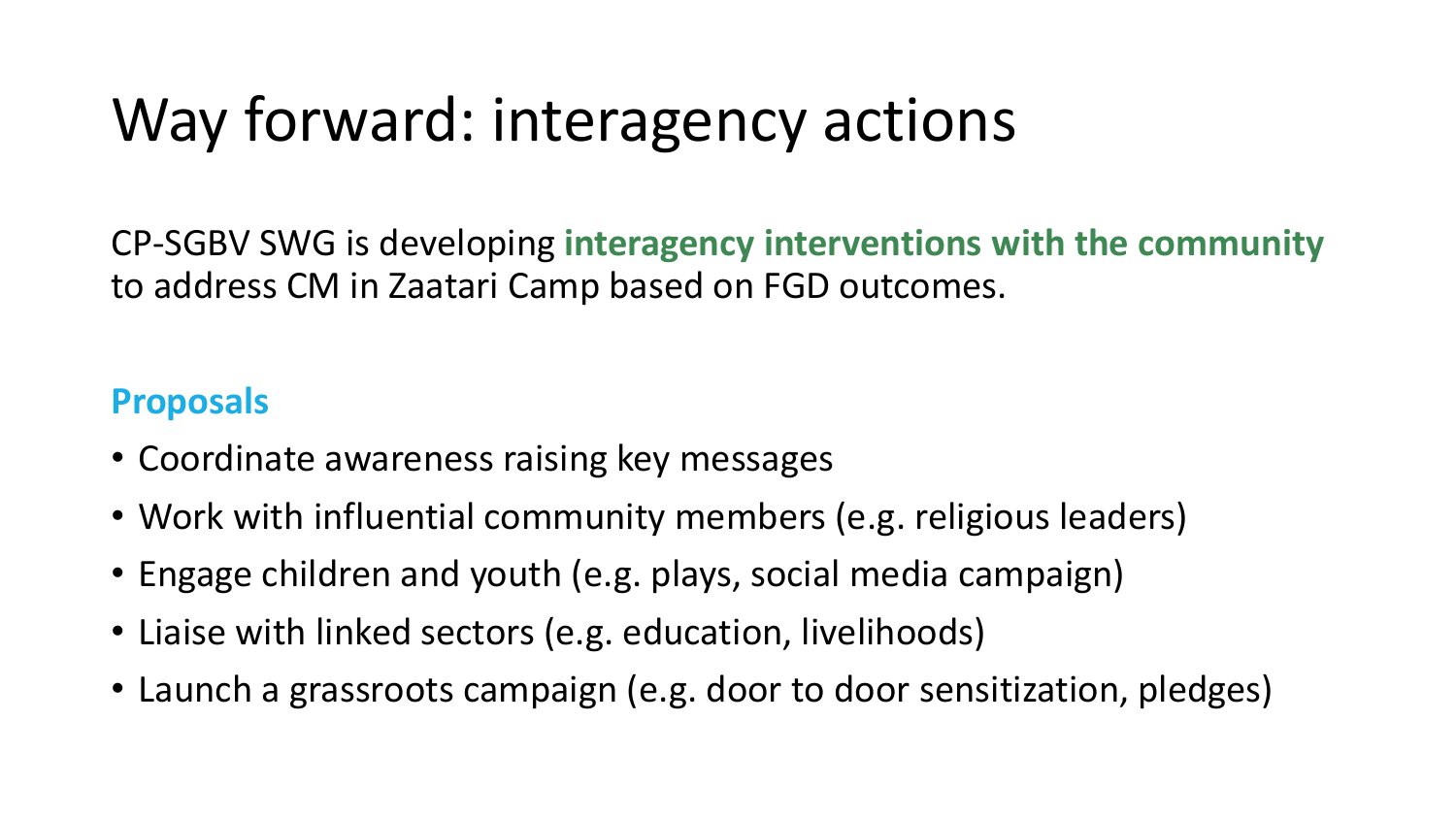# Way forward: interagency actions

CP-SGBV SWG is developing **interagency interventions with the community** to address CM in Zaatari Camp based on FGD outcomes.

**Proposals**

- Coordinate awareness raising key messages
- Work with influential community members (e.g. religious leaders)
- Engage children and youth (e.g. plays, social media campaign)
- Liaise with linked sectors (e.g. education, livelihoods)
- Launch a grassroots campaign (e.g. door to door sensitization, pledges)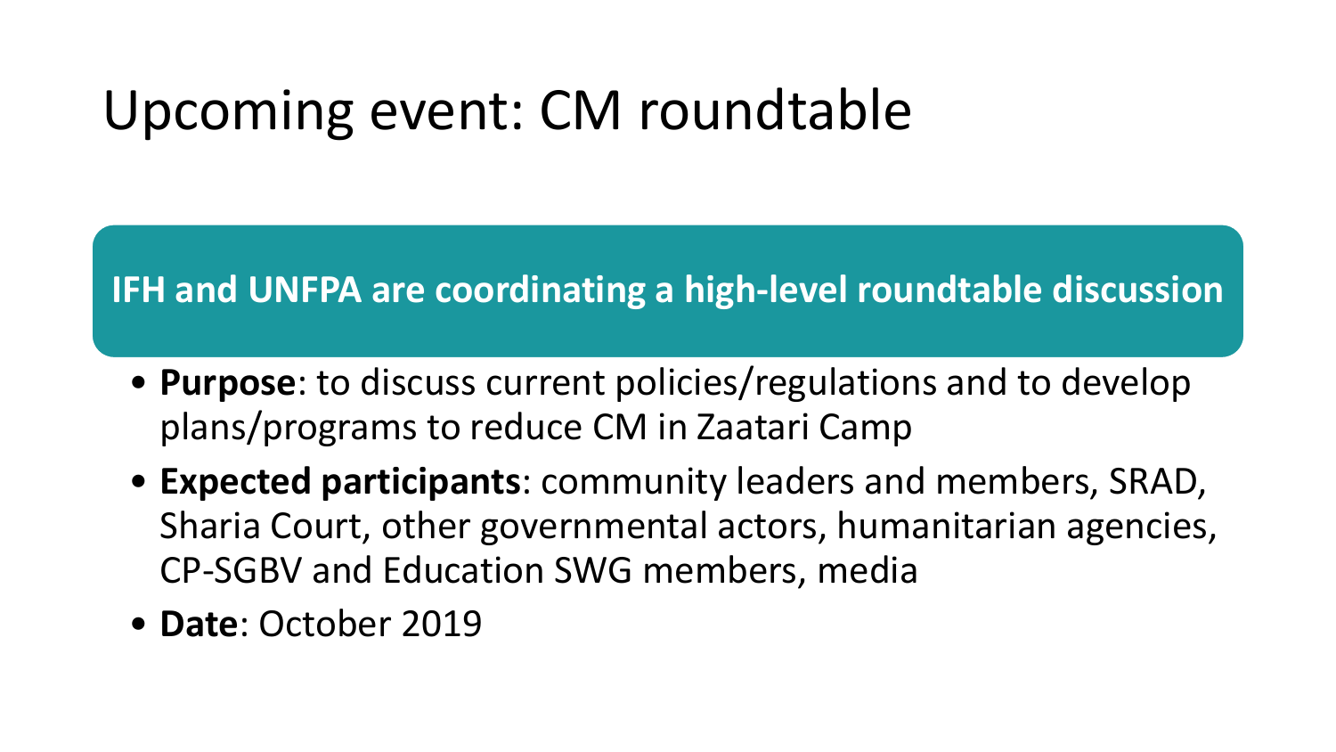# Upcoming event: CM roundtable

**IFH and UNFPA are coordinating a high-level roundtable discussion**

- **Purpose**: to discuss current policies/regulations and to develop plans/programs to reduce CM in Zaatari Camp
- **Expected participants**: community leaders and members, SRAD, Sharia Court, other governmental actors, humanitarian agencies, CP-SGBV and Education SWG members, media
- **Date**: October 2019